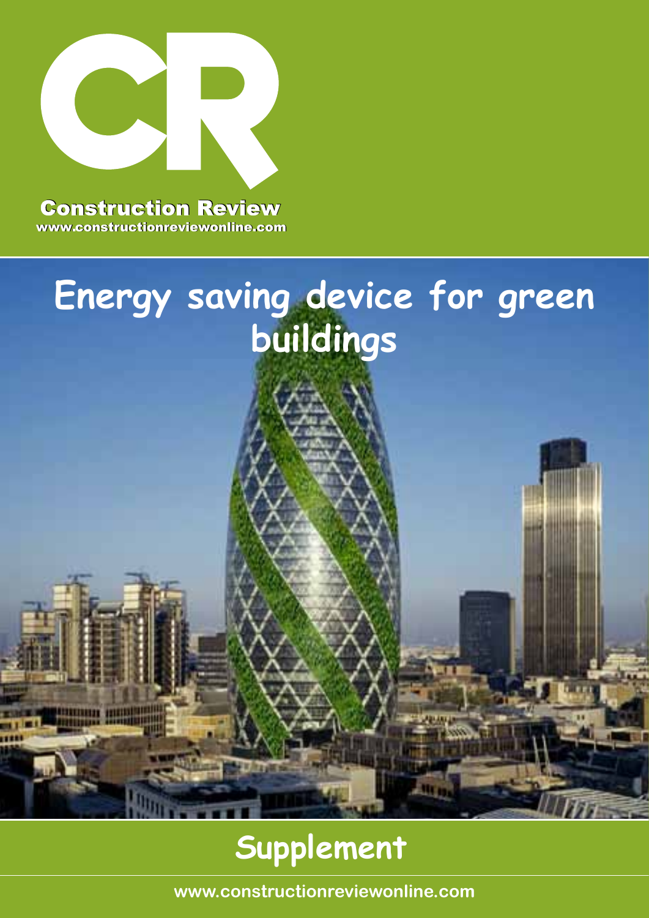# CR

Construction Review

www.constructionreviewonline.com

# Energy saving device for green buildings

## Supplement

www.constructionreviewonline.com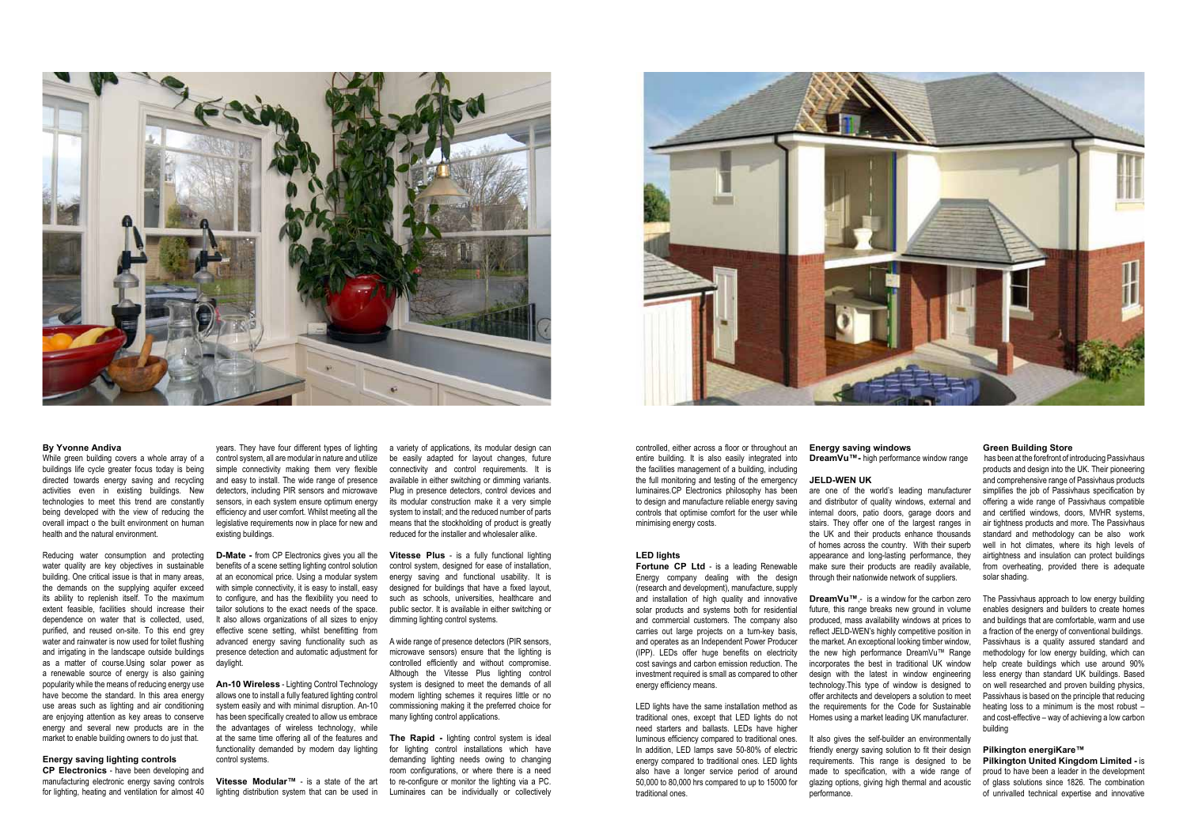By Yvonne Andiva

While green building covers a whole array of a buildings life cycle greater focus today is being directed towards energy saving and recycling activities even in existing buildings. New technologies to meet this trend are constantly being developed with the view of reducing the overall impact o the built environment on human health and the natural environment.

Reducing water consumption and protecting water quality are key objectives in sustainable building. One critical issue is that in many areas, the demands on the supplying aquifer exceed its ability to replenish itself. To the maximum extent feasible, facilities should increase their dependence on water that is collected, used, purified, and reused on-site. To this end grey water and rainwater is now used for toilet flushing and irrigating in the landscape outside buildings as a matter of course.Using solar power as a renewable source of energy is also gaining popularity while the means of reducing energy use have become the standard. In this area energy use areas such as lighting and air conditioning are enjoying attention as key areas to conserve energy and several new products are in the market to enable building owners to do just that.

## Energy saving lighting controls

**CP Electronics** - have been developing and manufacturing electronic energy saving controls for lighting, heating and ventilation for almost 40 years. They have four different types of lighting control system, all are modular in nature and utilize simple connectivity making them very flexible and easy to install. The wide range of presence detectors, including PIR sensors and microwave sensors, in each system ensure optimum energy efficiency and user comfort. Whilst meeting all the legislative requirements now in place for new and existing buildings.

**D-Mate -** from CP Electronics gives you all the benefits of a scene setting lighting control solution at an economical price. Using a modular system with simple connectivity, it is easy to install, easy to configure, and has the flexibility you need to tailor solutions to the exact needs of the space. It also allows organizations of all sizes to enjoy effective scene setting, whilst benefitting from advanced energy saving functionality such as presence detection and automatic adjustment for daylight.

**An-10 Wireless** - Lighting Control Technology allows one to install a fully featured lighting control system easily and with minimal disruption. An-10 has been specifically created to allow us embrace the advantages of wireless technology, while at the same time offering all of the features and functionality demanded by modern day lighting control systems.

**Vitesse Modular™** - is a state of the art lighting distribution system that can be used in a variety of applications, its modular design can be easily adapted for layout changes, future connectivity and control requirements. It is available in either switching or dimming variants. Plug in presence detectors, control devices and its modular construction make it a very simple system to install; and the reduced number of parts means that the stockholding of product is greatly reduced for the installer and wholesaler alike.

**Vitesse Plus** - is a fully functional lighting control system, designed for ease of installation, energy saving and functional usability. It is designed for buildings that have a fixed layout, such as schools, universities, healthcare and public sector. It is available in either switching or dimming lighting control systems.

A wide range of presence detectors (PIR sensors, microwave sensors) ensure that the lighting is controlled efficiently and without compromise. Although the Vitesse Plus lighting control system is designed to meet the demands of all modern lighting schemes it requires little or no commissioning making it the preferred choice for many lighting control applications.

**The Rapid -** lighting control system is ideal for lighting control installations which have demanding lighting needs owing to changing room configurations, or where there is a need to re-configure or monitor the lighting via a PC. Luminaires can be individually or collectively controlled, either across a floor or throughout an entire building. It is also easily integrated into the facilities management of a building, including the full monitoring and testing of the emergency luminaires.CP Electronics philosophy has been to design and manufacture reliable energy saving controls that optimise comfort for the user while minimising energy costs.

## LED lights

**Fortune CP Ltd** - is a leading Renewable Energy company dealing with the design (research and development), manufacture, supply and installation of high quality and innovative solar products and systems both for residential and commercial customers. The company also carries out large projects on a turn-key basis, and operates as an Independent Power Producer (IPP). LEDs offer huge benefits on electricity cost savings and carbon emission reduction. The investment required is small as compared to other energy efficiency means.

LED lights have the same installation method as traditional ones, except that LED lights do not need starters and ballasts. LEDs have higher luminous efficiency compared to traditional ones. In addition, LED lamps save 50-80% of electric energy compared to traditional ones. LED lights also have a longer service period of around 50,000 to 80,000 hrs compared to up to 15000 for traditional ones.

## Energy saving windows

**DreamVu™-** high performance window range

### JELD-WEN UK

are one of the world's leading manufacturer and distributor of quality windows, external and internal doors, patio doors, garage doors and stairs. They offer one of the largest ranges in the UK and their products enhance thousands of homes across the country. With their superb appearance and long-lasting performance, they make sure their products are readily available, through their nationwide network of suppliers.

**DreamVu™**,- is a window for the carbon zero future, this range breaks new ground in volume produced, mass availability windows at prices to reflect JELD-WEN's highly competitive position in the market. An exceptional looking timber window, the new high performance DreamVu™ Range incorporates the best in traditional UK window design with the latest in window engineering technology.This type of window is designed to offer architects and developers a solution to meet the requirements for the Code for Sustainable Homes using a market leading UK manufacturer.

It also gives the self-builder an environmentally friendly energy saving solution to fit their design requirements. This range is designed to be made to specification, with a wide range of glazing options, giving high thermal and acoustic performance.

## Green Building Store

has been at the forefront of introducing Passivhaus products and design into the UK. Their pioneering and comprehensive range of Passivhaus products simplifies the job of Passivhaus specification by offering a wide range of Passivhaus compatible and certified windows, doors, MVHR systems, air tightness products and more. The Passivhaus standard and methodology can be also work well in hot climates, where its high levels of airtightness and insulation can protect buildings from overheating, provided there is adequate solar shading.

The Passivhaus approach to low energy building enables designers and builders to create homes and buildings that are comfortable, warm and use a fraction of the energy of conventional buildings. Passivhaus is a quality assured standard and methodology for low energy building, which can help create buildings which use around 90% less energy than standard UK buildings. Based on well researched and proven building physics, Passivhaus is based on the principle that reducing heating loss to a minimum is the most robust – and cost-effective – way of achieving a low carbon building

## Pilkington energiKare™

**Pilkington United Kingdom Limited -** is proud to have been a leader in the development of glass solutions since 1826. The combination of unrivalled technical expertise and innovative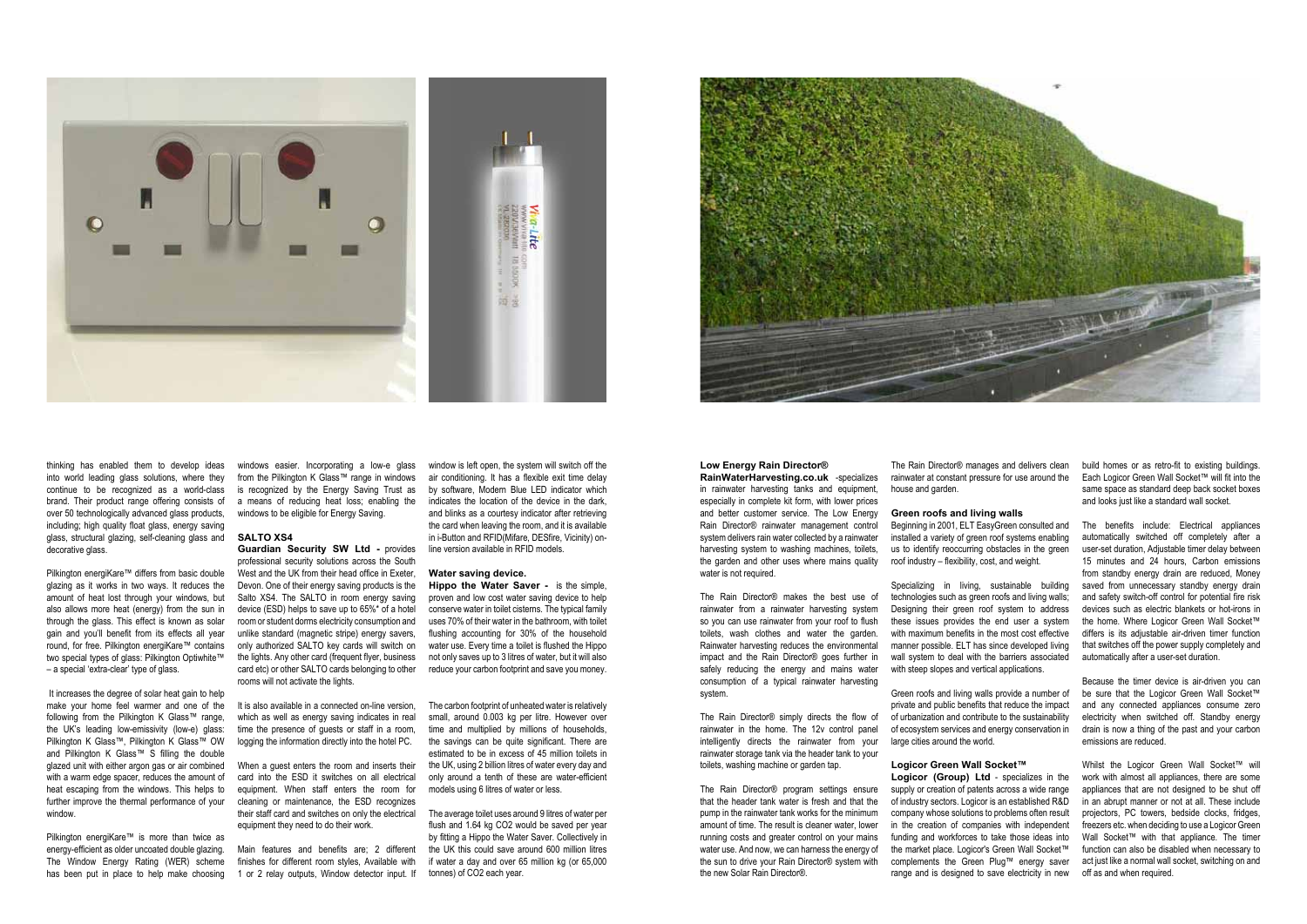thinking has enabled them to develop ideas into world leading glass solutions, where they continue to be recognized as a world-class brand. Their product range offering consists of over 50 technologically advanced glass products, including; high quality float glass, energy saving glass, structural glazing, self-cleaning glass and decorative glass.

Pilkington energiKare™ differs from basic double glazing as it works in two ways. It reduces the amount of heat lost through your windows, but also allows more heat (energy) from the sun in through the glass. This effect is known as solar gain and you'll benefit from its effects all year round, for free. Pilkington energiKare™ contains two special types of glass: Pilkington Optiwhite™ – a special 'extra-clear' type of glass.

It increases the degree of solar heat gain to help make your home feel warmer and one of the following from the Pilkington K Glass™ range, the UK's leading low-emissivity (low-e) glass: Pilkington K Glass™, Pilkington K Glass™ OW and Pilkington K Glass™ S filling the double glazed unit with either argon gas or air combined with a warm edge spacer, reduces the amount of heat escaping from the windows. This helps to further improve the thermal performance of your window.

Pilkington energiKare™ is more than twice as energy-efficient as older uncoated double glazing. The Window Energy Rating (WER) scheme has been put in place to help make choosing windows easier. Incorporating a low-e glass from the Pilkington K Glass™ range in windows is recognized by the Energy Saving Trust as a means of reducing heat loss; enabling the windows to be eligible for Energy Saving.

### SALTO XS4

**Guardian Security SW Ltd -** provides professional security solutions across the South West and the UK from their head office in Exeter, Devon. One of their energy saving products is the Salto XS4. The SALTO in room energy saving device (ESD) helps to save up to 65%* of a hotel room or student dorms electricity consumption and unlike standard (magnetic stripe) energy savers, only authorized SALTO key cards will switch on the lights. Any other card (frequent flyer, business card etc) or other SALTO cards belonging to other rooms will not activate the lights.

It is also available in a connected on-line version, which as well as energy saving indicates in real time the presence of guests or staff in a room, logging the information directly into the hotel PC.

When a guest enters the room and inserts their card into the ESD it switches on all electrical equipment. When staff enters the room for cleaning or maintenance, the ESD recognizes their staff card and switches on only the electrical equipment they need to do their work.

Main features and benefits are; 2 different finishes for different room styles, Available with 1 or 2 relay outputs, Window detector input. If window is left open, the system will switch off the air conditioning. It has a flexible exit time delay by software, Modern Blue LED indicator which indicates the location of the device in the dark, and blinks as a courtesy indicator after retrieving the card when leaving the room, and it is available in i-Button and RFID(Mifare, DESfire, Vicinity) on-line version available in RFID models.

### Water saving device.

**Hippo the Water Saver -** is the simple, proven and low cost water saving device to help conserve water in toilet cisterns. The typical family uses 70% of their water in the bathroom, with toilet flushing accounting for 30% of the household water use. Every time a toilet is flushed the Hippo not only saves up to 3 litres of water, but it will also reduce your carbon footprint and save you money.

The carbon footprint of unheated water is relatively small, around 0.003 kg per litre. However over time and multiplied by millions of households, the savings can be quite significant. There are estimated to be in excess of 45 million toilets in the UK, using 2 billion litres of water every day and only around a tenth of these are water-efficient models using 6 litres of water or less.

The average toilet uses around 9 litres of water per flush and 1.64 kg CO2 would be saved per year by fitting a Hippo the Water Saver. Collectively in the UK this could save around 600 million litres if water a day and over 65 million kg (or 65,000 tonnes) of CO2 each year.

### Low Energy Rain Director®

**RainWaterHarvesting.co.uk** -specializes in rainwater harvesting tanks and equipment, especially in complete kit form, with lower prices and better customer service. The Low Energy Rain Director® rainwater management control system delivers rain water collected by a rainwater harvesting system to washing machines, toilets, the garden and other uses where mains quality water is not required.

The Rain Director® makes the best use of rainwater from a rainwater harvesting system so you can use rainwater from your roof to flush toilets, wash clothes and water the garden. Rainwater harvesting reduces the environmental impact and the Rain Director® goes further in safely reducing the energy and mains water consumption of a typical rainwater harvesting system.

The Rain Director® simply directs the flow of rainwater in the home. The 12v control panel intelligently directs the rainwater from your rainwater storage tank via the header tank to your toilets, washing machine or garden tap.

The Rain Director® program settings ensure that the header tank water is fresh and that the pump in the rainwater tank works for the minimum amount of time. The result is cleaner water, lower running costs and greater control on your mains water use. And now, we can harness the energy of the sun to drive your Rain Director® system with the new Solar Rain Director®.

The Rain Director® manages and delivers clean rainwater at constant pressure for use around the house and garden.

### Green roofs and living walls

Beginning in 2001, ELT EasyGreen consulted and installed a variety of green roof systems enabling us to identify reoccurring obstacles in the green roof industry – flexibility, cost, and weight.

Specializing in living, sustainable building technologies such as green roofs and living walls; Designing their green roof system to address these issues provides the end user a system with maximum benefits in the most cost effective manner possible. ELT has since developed living wall system to deal with the barriers associated with steep slopes and vertical applications.

Green roofs and living walls provide a number of private and public benefits that reduce the impact of urbanization and contribute to the sustainability of ecosystem services and energy conservation in large cities around the world.

### Logicor Green Wall Socket™

**Logicor (Group) Ltd** - specializes in the supply or creation of patents across a wide range of industry sectors. Logicor is an established R&D company whose solutions to problems often result in the creation of companies with independent funding and workforces to take those ideas into the market place. Logicor's Green Wall Socket™ complements the Green Plug™ energy saver range and is designed to save electricity in new build homes or as retro-fit to existing buildings. Each Logicor Green Wall Socket™ will fit into the same space as standard deep back socket boxes and looks just like a standard wall socket.

The benefits include: Electrical appliances automatically switched off completely after a user-set duration, Adjustable timer delay between 15 minutes and 24 hours, Carbon emissions from standby energy drain are reduced, Money saved from unnecessary standby energy drain and safety switch-off control for potential fire risk devices such as electric blankets or hot-irons in the home. Where Logicor Green Wall Socket™ differs is its adjustable air-driven timer function that switches off the power supply completely and automatically after a user-set duration.

Because the timer device is air-driven you can be sure that the Logicor Green Wall Socket™ and any connected appliances consume zero electricity when switched off. Standby energy drain is now a thing of the past and your carbon emissions are reduced.

Whilst the Logicor Green Wall Socket™ will work with almost all appliances, there are some appliances that are not designed to be shut off in an abrupt manner or not at all. These include projectors, PC towers, bedside clocks, fridges, freezers etc. when deciding to use a Logicor Green Wall Socket™ with that appliance. The timer function can also be disabled when necessary to act just like a normal wall socket, switching on and off as and when required.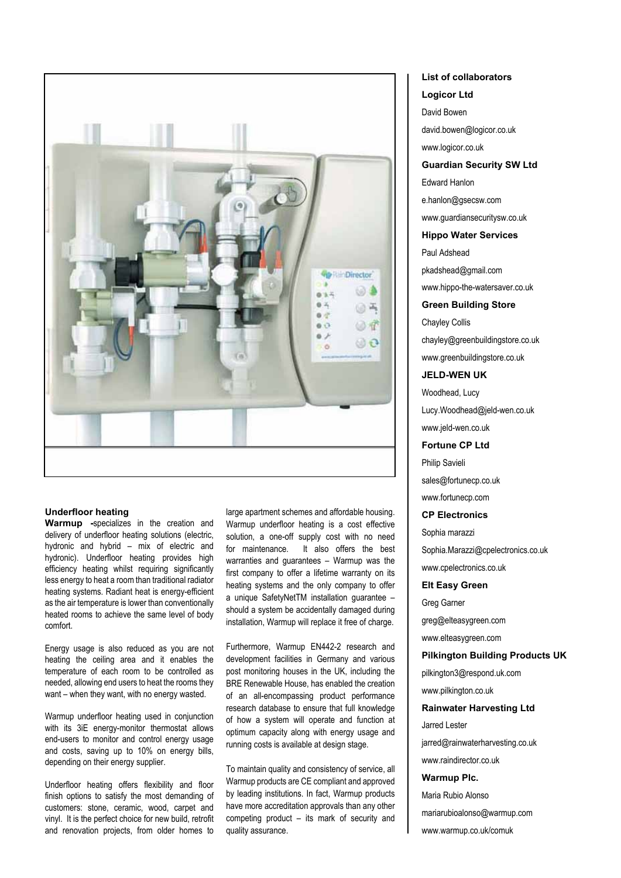## Underfloor heating

**Warmup -**specializes in the creation and delivery of underfloor heating solutions (electric, hydronic and hybrid – mix of electric and hydronic). Underfloor heating provides high efficiency heating whilst requiring significantly less energy to heat a room than traditional radiator heating systems. Radiant heat is energy-efficient as the air temperature is lower than conventionally heated rooms to achieve the same level of body comfort.

Energy usage is also reduced as you are not heating the ceiling area and it enables the temperature of each room to be controlled as needed, allowing end users to heat the rooms they want – when they want, with no energy wasted.

Warmup underfloor heating used in conjunction with its 3iE energy-monitor thermostat allows end-users to monitor and control energy usage and costs, saving up to 10% on energy bills, depending on their energy supplier.

Underfloor heating offers flexibility and floor finish options to satisfy the most demanding of customers: stone, ceramic, wood, carpet and vinyl. It is the perfect choice for new build, retrofit and renovation projects, from older homes to large apartment schemes and affordable housing. Warmup underfloor heating is a cost effective solution, a one-off supply cost with no need for maintenance. It also offers the best warranties and guarantees – Warmup was the first company to offer a lifetime warranty on its heating systems and the only company to offer a unique SafetyNetTM installation guarantee – should a system be accidentally damaged during installation, Warmup will replace it free of charge.

Furthermore, Warmup EN442-2 research and development facilities in Germany and various post monitoring houses in the UK, including the BRE Renewable House, has enabled the creation of an all-encompassing product performance research database to ensure that full knowledge of how a system will operate and function at optimum capacity along with energy usage and running costs is available at design stage.

To maintain quality and consistency of service, all Warmup products are CE compliant and approved by leading institutions. In fact, Warmup products have more accreditation approvals than any other competing product – its mark of security and quality assurance.

## List of collaborators

**Logicor Ltd**
David Bowen
david.bowen@logicor.co.uk
www.logicor.co.uk

**Guardian Security SW Ltd**
Edward Hanlon
e.hanlon@gsecsw.com
www.guardiansecuritysw.co.uk

**Hippo Water Services**
Paul Adshead
pkadshead@gmail.com
www.hippo-the-watersaver.co.uk

**Green Building Store**
Chayley Collis
chayley@greenbuildingstore.co.uk
www.greenbuildingstore.co.uk

**JELD-WEN UK**
Woodhead, Lucy
Lucy.Woodhead@jeld-wen.co.uk
www.jeld-wen.co.uk

**Fortune CP Ltd**
Philip Savieli
sales@fortunecp.co.uk
www.fortunecp.com

**CP Electronics**
Sophia marazzi
Sophia.Marazzi@cpelectronics.co.uk
www.cpelectronics.co.uk

**Elt Easy Green**
Greg Garner
greg@elteasygreen.com
www.elteasygreen.com

**Pilkington Building Products UK**
pilkington3@respond.uk.com
www.pilkington.co.uk

**Rainwater Harvesting Ltd**
Jarred Lester
jarred@rainwaterharvesting.co.uk
www.raindirector.co.uk

**Warmup Plc.**
Maria Rubio Alonso
mariarubioalonso@warmup.com
www.warmup.co.uk/comuk